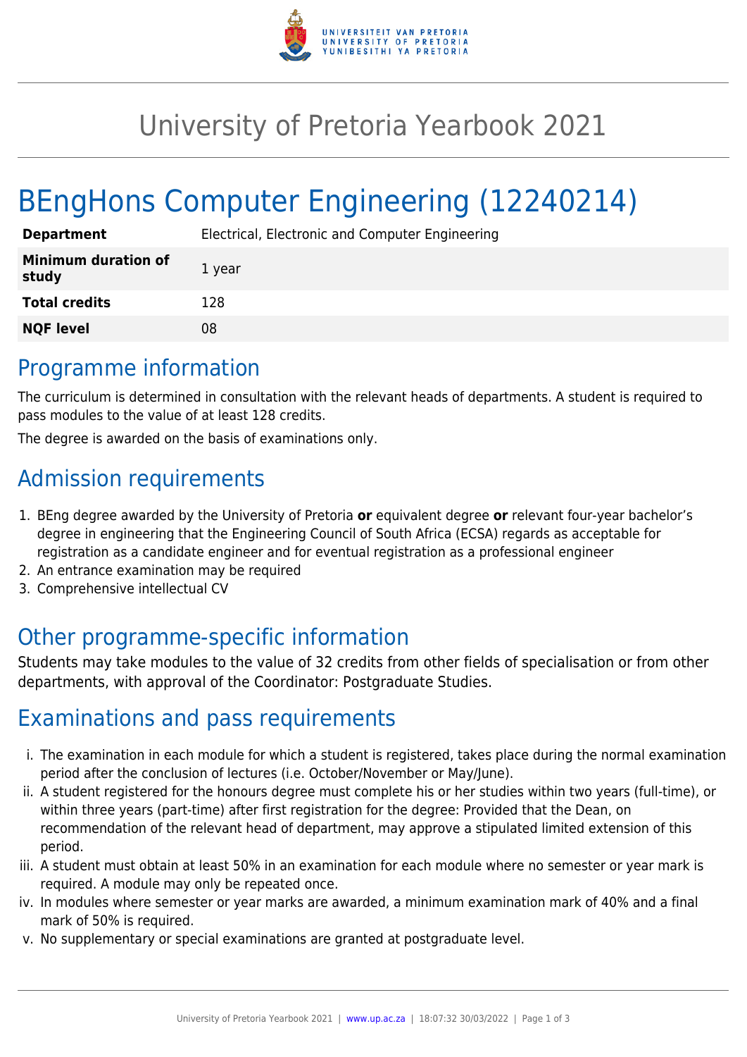# University of Pretoria Yearbook 2021

# BEngHons Computer Engineering (12240214)

| | |
|---|---|
| **Department** | Electrical, Electronic and Computer Engineering |
| **Minimum duration of study** | 1 year |
| **Total credits** | 128 |
| **NQF level** | 08 |

## Programme information

The curriculum is determined in consultation with the relevant heads of departments. A student is required to pass modules to the value of at least 128 credits.

The degree is awarded on the basis of examinations only.

## Admission requirements

1. BEng degree awarded by the University of Pretoria **or** equivalent degree **or** relevant four-year bachelor's degree in engineering that the Engineering Council of South Africa (ECSA) regards as acceptable for registration as a candidate engineer and for eventual registration as a professional engineer
2. An entrance examination may be required
3. Comprehensive intellectual CV

## Other programme-specific information

Students may take modules to the value of 32 credits from other fields of specialisation or from other departments, with approval of the Coordinator: Postgraduate Studies.

## Examinations and pass requirements

i. The examination in each module for which a student is registered, takes place during the normal examination period after the conclusion of lectures (i.e. October/November or May/June).
ii. A student registered for the honours degree must complete his or her studies within two years (full-time), or within three years (part-time) after first registration for the degree: Provided that the Dean, on recommendation of the relevant head of department, may approve a stipulated limited extension of this period.
iii. A student must obtain at least 50% in an examination for each module where no semester or year mark is required. A module may only be repeated once.
iv. In modules where semester or year marks are awarded, a minimum examination mark of 40% and a final mark of 50% is required.
v. No supplementary or special examinations are granted at postgraduate level.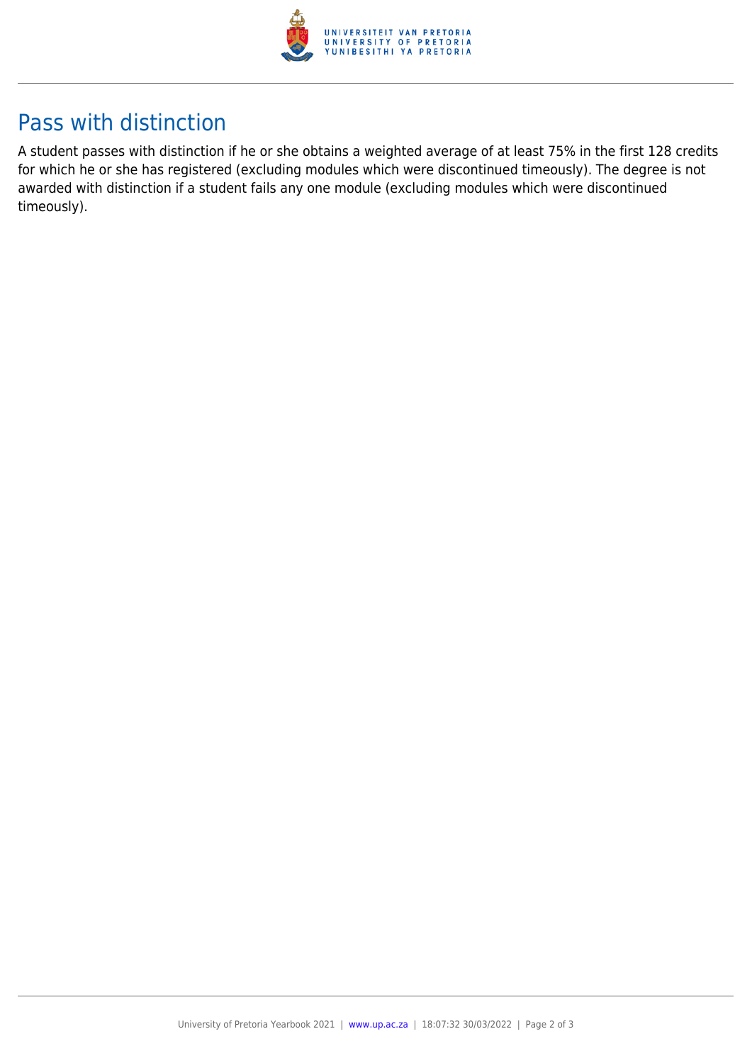## Pass with distinction

A student passes with distinction if he or she obtains a weighted average of at least 75% in the first 128 credits for which he or she has registered (excluding modules which were discontinued timeously). The degree is not awarded with distinction if a student fails any one module (excluding modules which were discontinued timeously).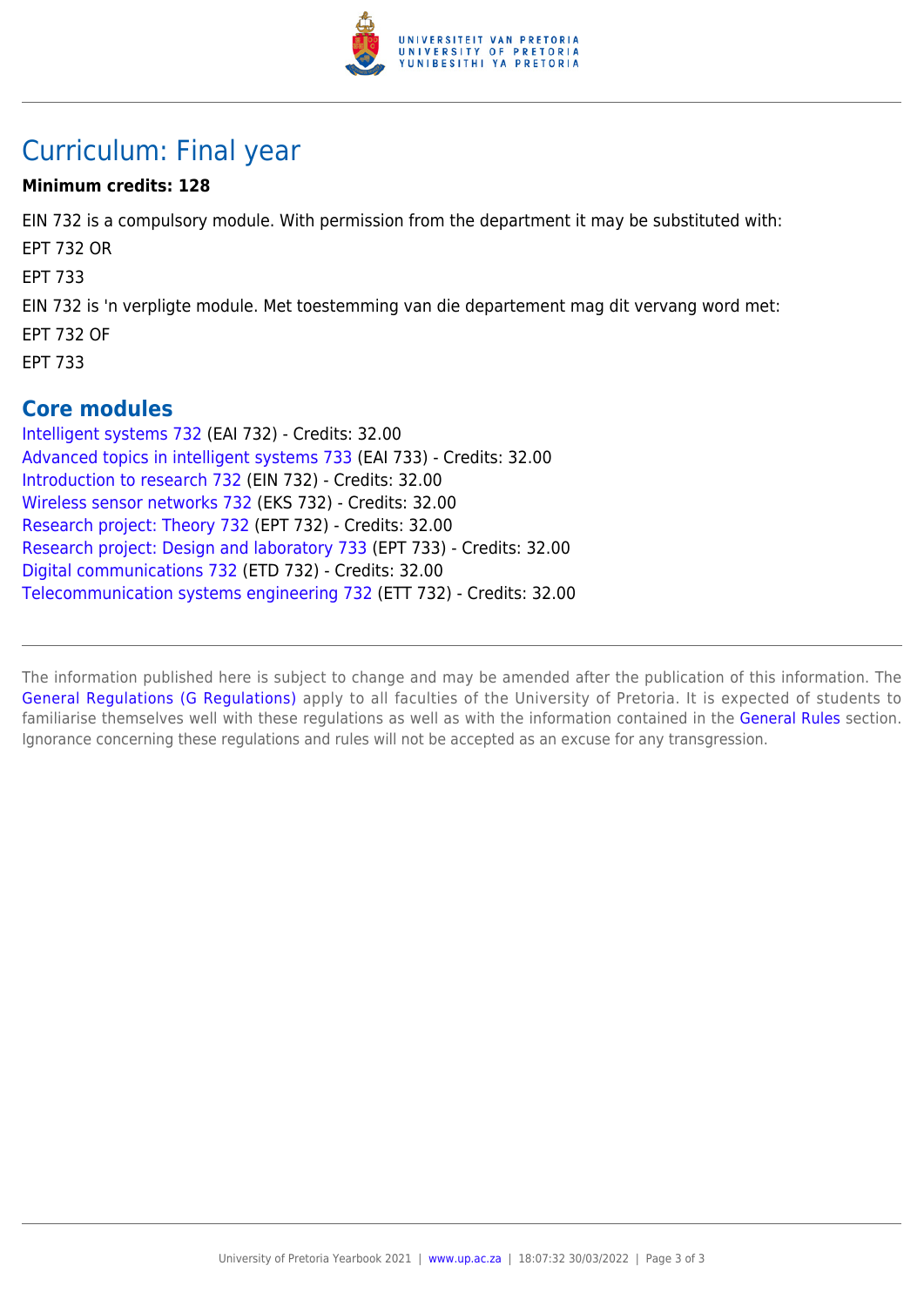# Curriculum: Final year

**Minimum credits: 128**

EIN 732 is a compulsory module. With permission from the department it may be substituted with:

EPT 732 OR

EPT 733

EIN 732 is 'n verpligte module. Met toestemming van die departement mag dit vervang word met:

EPT 732 OF

EPT 733

## Core modules

Intelligent systems 732 (EAI 732) - Credits: 32.00
Advanced topics in intelligent systems 733 (EAI 733) - Credits: 32.00
Introduction to research 732 (EIN 732) - Credits: 32.00
Wireless sensor networks 732 (EKS 732) - Credits: 32.00
Research project: Theory 732 (EPT 732) - Credits: 32.00
Research project: Design and laboratory 733 (EPT 733) - Credits: 32.00
Digital communications 732 (ETD 732) - Credits: 32.00
Telecommunication systems engineering 732 (ETT 732) - Credits: 32.00

The information published here is subject to change and may be amended after the publication of this information. The General Regulations (G Regulations) apply to all faculties of the University of Pretoria. It is expected of students to familiarise themselves well with these regulations as well as with the information contained in the General Rules section. Ignorance concerning these regulations and rules will not be accepted as an excuse for any transgression.